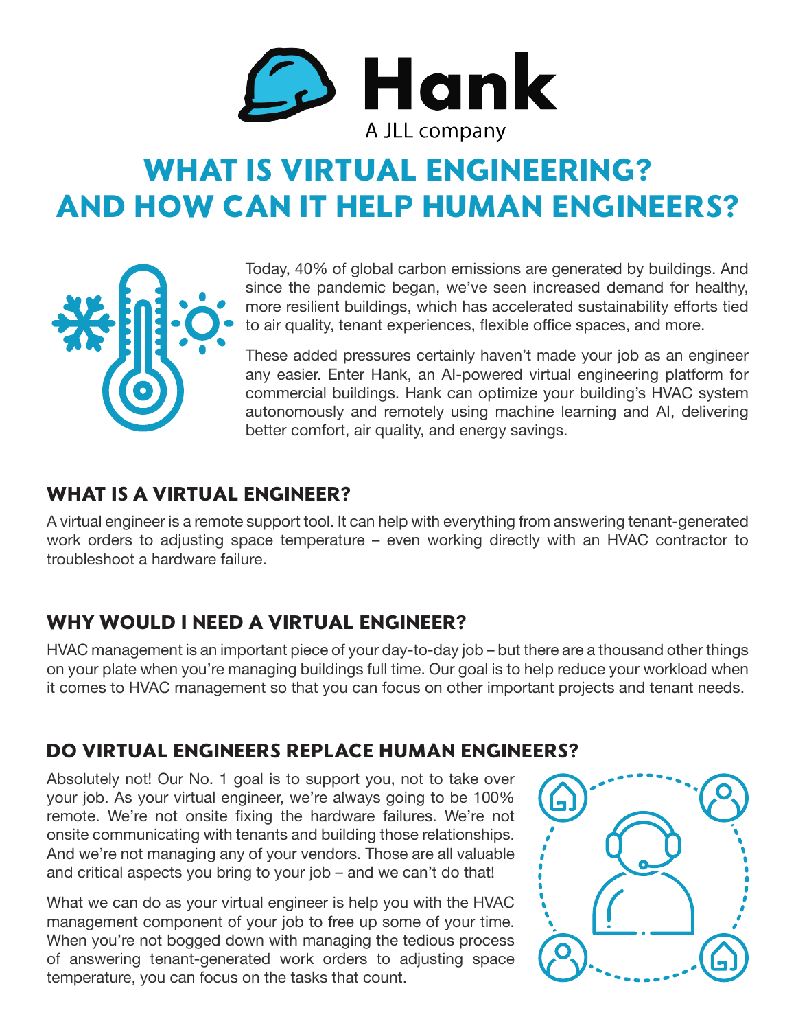Hank

A JLL company

# WHAT IS VIRTUAL ENGINEERING? AND HOW CAN IT HELP HUMAN ENGINEERS?

Today, 40% of global carbon emissions are generated by buildings. And since the pandemic began, we've seen increased demand for healthy, more resilient buildings, which has accelerated sustainability efforts tied to air quality, tenant experiences, flexible office spaces, and more.

These added pressures certainly haven't made your job as an engineer any easier. Enter Hank, an AI-powered virtual engineering platform for commercial buildings. Hank can optimize your building's HVAC system autonomously and remotely using machine learning and AI, delivering better comfort, air quality, and energy savings.

## WHAT IS A VIRTUAL ENGINEER?

A virtual engineer is a remote support tool. It can help with everything from answering tenant-generated work orders to adjusting space temperature – even working directly with an HVAC contractor to troubleshoot a hardware failure.

## WHY WOULD I NEED A VIRTUAL ENGINEER?

HVAC management is an important piece of your day-to-day job – but there are a thousand other things on your plate when you're managing buildings full time. Our goal is to help reduce your workload when it comes to HVAC management so that you can focus on other important projects and tenant needs.

## DO VIRTUAL ENGINEERS REPLACE HUMAN ENGINEERS?

Absolutely not! Our No. 1 goal is to support you, not to take over your job. As your virtual engineer, we're always going to be 100% remote. We're not onsite fixing the hardware failures. We're not onsite communicating with tenants and building those relationships. And we're not managing any of your vendors. Those are all valuable and critical aspects you bring to your job – and we can't do that!

What we can do as your virtual engineer is help you with the HVAC management component of your job to free up some of your time. When you're not bogged down with managing the tedious process of answering tenant-generated work orders to adjusting space temperature, you can focus on the tasks that count.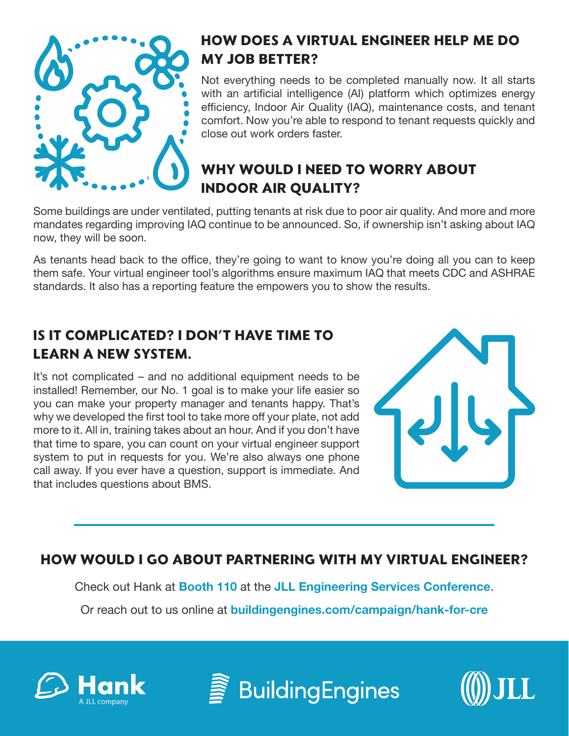## HOW DOES A VIRTUAL ENGINEER HELP ME DO MY JOB BETTER?

Not everything needs to be completed manually now. It all starts with an artificial intelligence (AI) platform which optimizes energy efficiency, Indoor Air Quality (IAQ), maintenance costs, and tenant comfort. Now you're able to respond to tenant requests quickly and close out work orders faster.

## WHY WOULD I NEED TO WORRY ABOUT INDOOR AIR QUALITY?

Some buildings are under ventilated, putting tenants at risk due to poor air quality. And more and more mandates regarding improving IAQ continue to be announced. So, if ownership isn't asking about IAQ now, they will be soon.

As tenants head back to the office, they're going to want to know you're doing all you can to keep them safe. Your virtual engineer tool's algorithms ensure maximum IAQ that meets CDC and ASHRAE standards. It also has a reporting feature the empowers you to show the results.

## IS IT COMPLICATED? I DON'T HAVE TIME TO LEARN A NEW SYSTEM.

It's not complicated – and no additional equipment needs to be installed! Remember, our No. 1 goal is to make your life easier so you can make your property manager and tenants happy. That's why we developed the first tool to take more off your plate, not add more to it. All in, training takes about an hour. And if you don't have that time to spare, you can count on your virtual engineer support system to put in requests for you. We're also always one phone call away. If you ever have a question, support is immediate. And that includes questions about BMS.

---

## HOW WOULD I GO ABOUT PARTNERING WITH MY VIRTUAL ENGINEER?

Check out Hank at **Booth 110** at the **JLL Engineering Services Conference**.

Or reach out to us online at **buildingengines.com/campaign/hank-for-cre**

Hank A JLL company

BuildingEngines

JLL